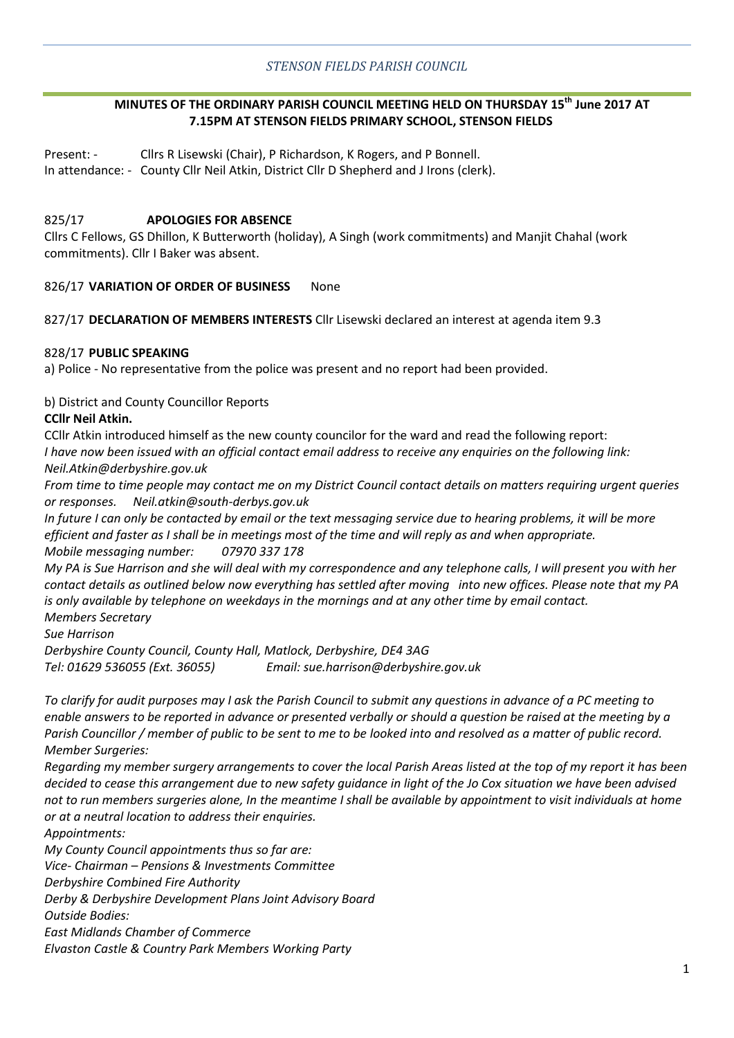*STENSON FIELDS PARISH COUNCIL*

## MINUTES OF THE ORDINARY PARISH COUNCIL MEETING HELD ON THURSDAY 15th June 2017 AT 7.15PM AT STENSON FIELDS PRIMARY SCHOOL, STENSON FIELDS

Present: - Cllrs R Lisewski (Chair), P Richardson, K Rogers, and P Bonnell.
In attendance: - County Cllr Neil Atkin, District Cllr D Shepherd and J Irons (clerk).

### 825/17 APOLOGIES FOR ABSENCE

Cllrs C Fellows, GS Dhillon, K Butterworth (holiday), A Singh (work commitments) and Manjit Chahal (work commitments). Cllr I Baker was absent.

### 826/17 VARIATION OF ORDER OF BUSINESS None

### 827/17 DECLARATION OF MEMBERS INTERESTS Cllr Lisewski declared an interest at agenda item 9.3

### 828/17 PUBLIC SPEAKING

a) Police - No representative from the police was present and no report had been provided.

b) District and County Councillor Reports

**CCllr Neil Atkin.**

CCllr Atkin introduced himself as the new county councilor for the ward and read the following report:

*I have now been issued with an official contact email address to receive any enquiries on the following link: Neil.Atkin@derbyshire.gov.uk*

*From time to time people may contact me on my District Council contact details on matters requiring urgent queries or responses. Neil.atkin@south-derbys.gov.uk*

*In future I can only be contacted by email or the text messaging service due to hearing problems, it will be more efficient and faster as I shall be in meetings most of the time and will reply as and when appropriate.*

*Mobile messaging number: 07970 337 178*

*My PA is Sue Harrison and she will deal with my correspondence and any telephone calls, I will present you with her contact details as outlined below now everything has settled after moving into new offices. Please note that my PA is only available by telephone on weekdays in the mornings and at any other time by email contact.*

*Members Secretary*
*Sue Harrison*
*Derbyshire County Council, County Hall, Matlock, Derbyshire, DE4 3AG*
*Tel: 01629 536055 (Ext. 36055) Email: sue.harrison@derbyshire.gov.uk*

*To clarify for audit purposes may I ask the Parish Council to submit any questions in advance of a PC meeting to enable answers to be reported in advance or presented verbally or should a question be raised at the meeting by a Parish Councillor / member of public to be sent to me to be looked into and resolved as a matter of public record.*

*Member Surgeries:*

*Regarding my member surgery arrangements to cover the local Parish Areas listed at the top of my report it has been decided to cease this arrangement due to new safety guidance in light of the Jo Cox situation we have been advised not to run members surgeries alone, In the meantime I shall be available by appointment to visit individuals at home or at a neutral location to address their enquiries.*

*Appointments:*

*My County Council appointments thus so far are:*
*Vice- Chairman – Pensions & Investments Committee*
*Derbyshire Combined Fire Authority*
*Derby & Derbyshire Development Plans Joint Advisory Board*
*Outside Bodies:*
*East Midlands Chamber of Commerce*
*Elvaston Castle & Country Park Members Working Party*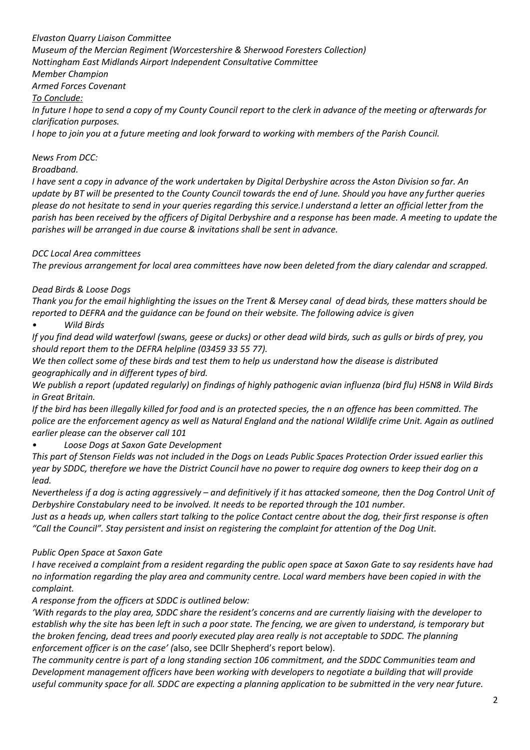*Elvaston Quarry Liaison Committee*
*Museum of the Mercian Regiment (Worcestershire & Sherwood Foresters Collection)*
*Nottingham East Midlands Airport Independent Consultative Committee*
*Member Champion*
*Armed Forces Covenant*

*To Conclude:*

*In future I hope to send a copy of my County Council report to the clerk in advance of the meeting or afterwards for clarification purposes.*

*I hope to join you at a future meeting and look forward to working with members of the Parish Council.*

*News From DCC:*

*Broadband.*

*I have sent a copy in advance of the work undertaken by Digital Derbyshire across the Aston Division so far. An update by BT will be presented to the County Council towards the end of June. Should you have any further queries please do not hesitate to send in your queries regarding this service.I understand a letter an official letter from the parish has been received by the officers of Digital Derbyshire and a response has been made. A meeting to update the parishes will be arranged in due course & invitations shall be sent in advance.*

*DCC Local Area committees*

*The previous arrangement for local area committees have now been deleted from the diary calendar and scrapped.*

*Dead Birds & Loose Dogs*

*Thank you for the email highlighting the issues on the Trent & Mersey canal of dead birds, these matters should be reported to DEFRA and the guidance can be found on their website. The following advice is given*

- *Wild Birds*

*If you find dead wild waterfowl (swans, geese or ducks) or other dead wild birds, such as gulls or birds of prey, you should report them to the DEFRA helpline (03459 33 55 77).*

*We then collect some of these birds and test them to help us understand how the disease is distributed geographically and in different types of bird.*

*We publish a report (updated regularly) on findings of highly pathogenic avian influenza (bird flu) H5N8 in Wild Birds in Great Britain.*

*If the bird has been illegally killed for food and is an protected species, the n an offence has been committed. The police are the enforcement agency as well as Natural England and the national Wildlife crime Unit. Again as outlined earlier please can the observer call 101*

- *Loose Dogs at Saxon Gate Development*

*This part of Stenson Fields was not included in the Dogs on Leads Public Spaces Protection Order issued earlier this year by SDDC, therefore we have the District Council have no power to require dog owners to keep their dog on a lead.*

*Nevertheless if a dog is acting aggressively – and definitively if it has attacked someone, then the Dog Control Unit of Derbyshire Constabulary need to be involved. It needs to be reported through the 101 number.*

*Just as a heads up, when callers start talking to the police Contact centre about the dog, their first response is often "Call the Council". Stay persistent and insist on registering the complaint for attention of the Dog Unit.*

*Public Open Space at Saxon Gate*

*I have received a complaint from a resident regarding the public open space at Saxon Gate to say residents have had no information regarding the play area and community centre. Local ward members have been copied in with the complaint.*

*A response from the officers at SDDC is outlined below:*

*'With regards to the play area, SDDC share the resident's concerns and are currently liaising with the developer to establish why the site has been left in such a poor state. The fencing, we are given to understand, is temporary but the broken fencing, dead trees and poorly executed play area really is not acceptable to SDDC. The planning enforcement officer is on the case' (*also, see DCllr Shepherd's report below).

*The community centre is part of a long standing section 106 commitment, and the SDDC Communities team and Development management officers have been working with developers to negotiate a building that will provide useful community space for all. SDDC are expecting a planning application to be submitted in the very near future.*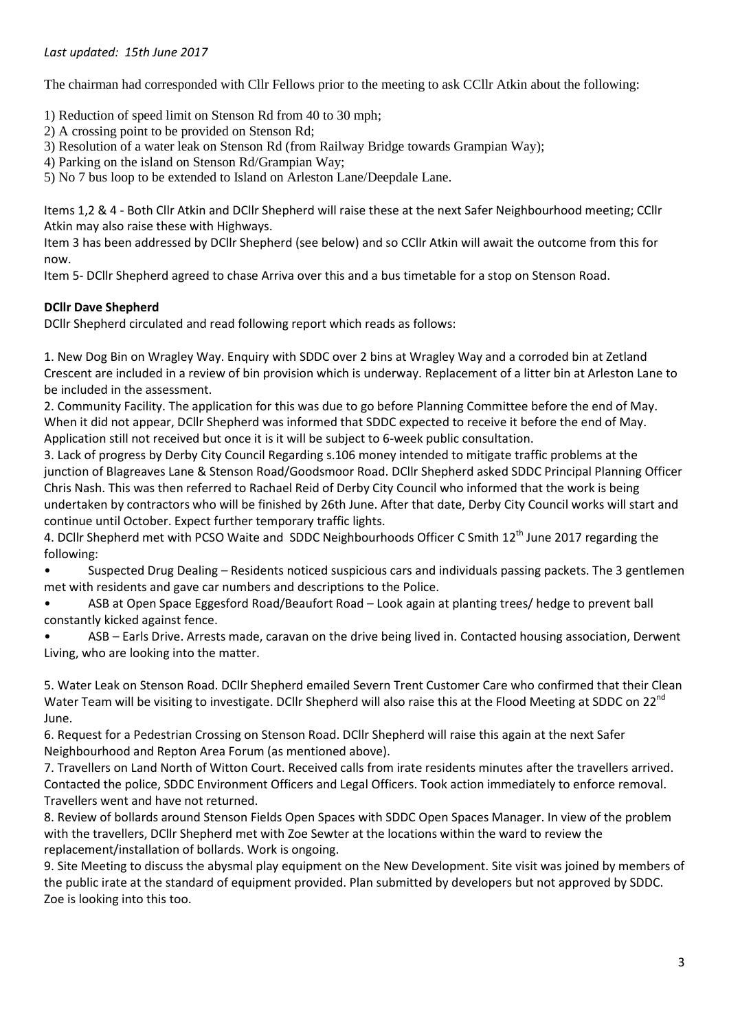*Last updated: 15th June 2017*

The chairman had corresponded with Cllr Fellows prior to the meeting to ask CCllr Atkin about the following:

1) Reduction of speed limit on Stenson Rd from 40 to 30 mph;
2) A crossing point to be provided on Stenson Rd;
3) Resolution of a water leak on Stenson Rd (from Railway Bridge towards Grampian Way);
4) Parking on the island on Stenson Rd/Grampian Way;
5) No 7 bus loop to be extended to Island on Arleston Lane/Deepdale Lane.

Items 1,2 & 4 - Both Cllr Atkin and DCllr Shepherd will raise these at the next Safer Neighbourhood meeting; CCllr Atkin may also raise these with Highways.

Item 3 has been addressed by DCllr Shepherd (see below) and so CCllr Atkin will await the outcome from this for now.

Item 5- DCllr Shepherd agreed to chase Arriva over this and a bus timetable for a stop on Stenson Road.

**DCllr Dave Shepherd**

DCllr Shepherd circulated and read following report which reads as follows:

1. New Dog Bin on Wragley Way. Enquiry with SDDC over 2 bins at Wragley Way and a corroded bin at Zetland Crescent are included in a review of bin provision which is underway. Replacement of a litter bin at Arleston Lane to be included in the assessment.
2. Community Facility. The application for this was due to go before Planning Committee before the end of May. When it did not appear, DCllr Shepherd was informed that SDDC expected to receive it before the end of May. Application still not received but once it is it will be subject to 6-week public consultation.
3. Lack of progress by Derby City Council Regarding s.106 money intended to mitigate traffic problems at the junction of Blagreaves Lane & Stenson Road/Goodsmoor Road. DCllr Shepherd asked SDDC Principal Planning Officer Chris Nash. This was then referred to Rachael Reid of Derby City Council who informed that the work is being undertaken by contractors who will be finished by 26th June. After that date, Derby City Council works will start and continue until October. Expect further temporary traffic lights.
4. DCllr Shepherd met with PCSO Waite and SDDC Neighbourhoods Officer C Smith 12th June 2017 regarding the following:

- Suspected Drug Dealing – Residents noticed suspicious cars and individuals passing packets. The 3 gentlemen met with residents and gave car numbers and descriptions to the Police.
- ASB at Open Space Eggesford Road/Beaufort Road – Look again at planting trees/ hedge to prevent ball constantly kicked against fence.
- ASB – Earls Drive. Arrests made, caravan on the drive being lived in. Contacted housing association, Derwent Living, who are looking into the matter.

5. Water Leak on Stenson Road. DCllr Shepherd emailed Severn Trent Customer Care who confirmed that their Clean Water Team will be visiting to investigate. DCllr Shepherd will also raise this at the Flood Meeting at SDDC on 22nd June.
6. Request for a Pedestrian Crossing on Stenson Road. DCllr Shepherd will raise this again at the next Safer Neighbourhood and Repton Area Forum (as mentioned above).
7. Travellers on Land North of Witton Court. Received calls from irate residents minutes after the travellers arrived. Contacted the police, SDDC Environment Officers and Legal Officers. Took action immediately to enforce removal. Travellers went and have not returned.
8. Review of bollards around Stenson Fields Open Spaces with SDDC Open Spaces Manager. In view of the problem with the travellers, DCllr Shepherd met with Zoe Sewter at the locations within the ward to review the replacement/installation of bollards. Work is ongoing.
9. Site Meeting to discuss the abysmal play equipment on the New Development. Site visit was joined by members of the public irate at the standard of equipment provided. Plan submitted by developers but not approved by SDDC. Zoe is looking into this too.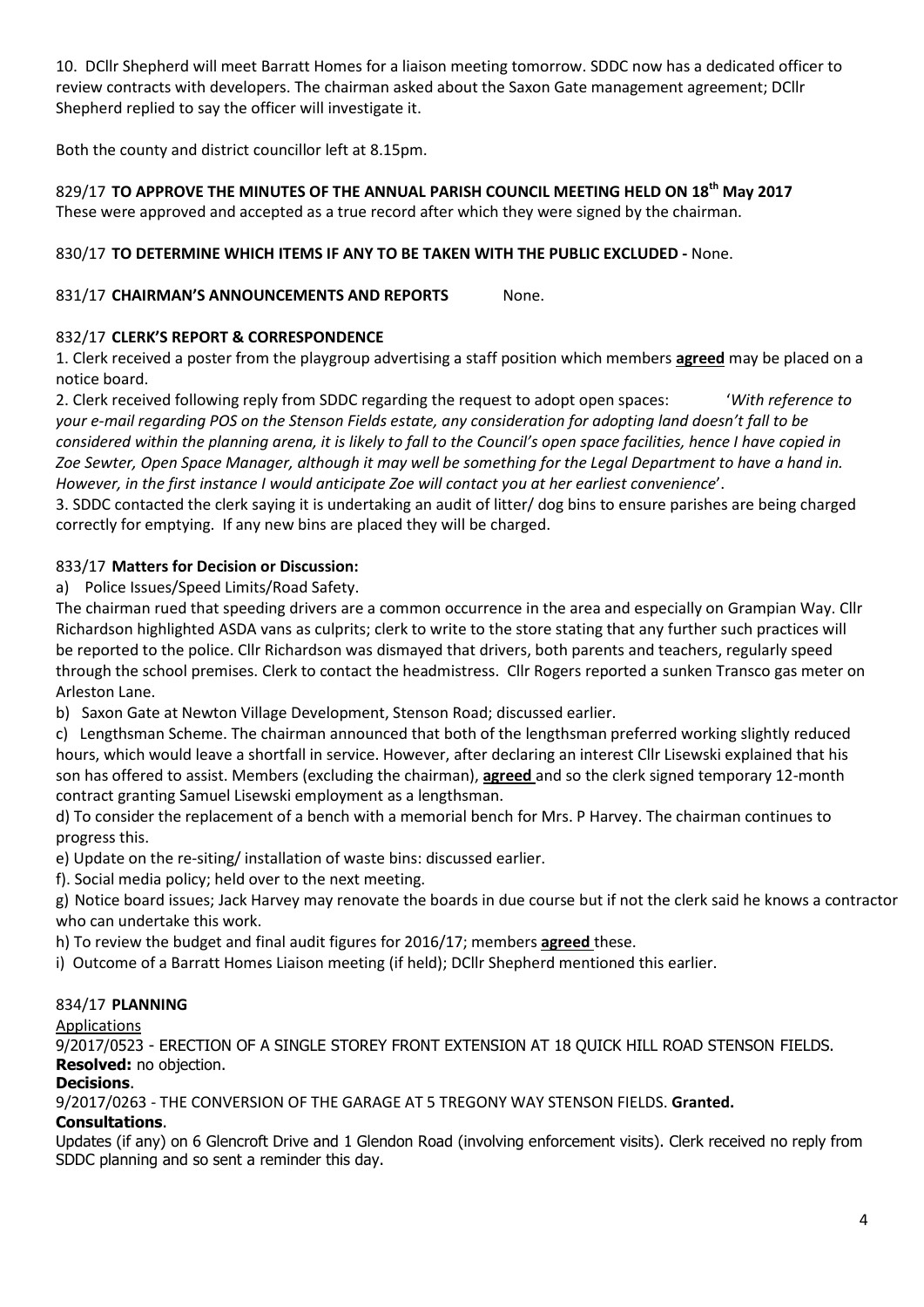10. DCllr Shepherd will meet Barratt Homes for a liaison meeting tomorrow. SDDC now has a dedicated officer to review contracts with developers. The chairman asked about the Saxon Gate management agreement; DCllr Shepherd replied to say the officer will investigate it.

Both the county and district councillor left at 8.15pm.

829/17 **TO APPROVE THE MINUTES OF THE ANNUAL PARISH COUNCIL MEETING HELD ON 18th May 2017**
These were approved and accepted as a true record after which they were signed by the chairman.

830/17 **TO DETERMINE WHICH ITEMS IF ANY TO BE TAKEN WITH THE PUBLIC EXCLUDED -** None.

831/17 **CHAIRMAN'S ANNOUNCEMENTS AND REPORTS** None.

832/17 **CLERK'S REPORT & CORRESPONDENCE**

1. Clerk received a poster from the playgroup advertising a staff position which members **agreed** may be placed on a notice board.
2. Clerk received following reply from SDDC regarding the request to adopt open spaces: '*With reference to your e-mail regarding POS on the Stenson Fields estate, any consideration for adopting land doesn't fall to be considered within the planning arena, it is likely to fall to the Council's open space facilities, hence I have copied in Zoe Sewter, Open Space Manager, although it may well be something for the Legal Department to have a hand in. However, in the first instance I would anticipate Zoe will contact you at her earliest convenience*'.
3. SDDC contacted the clerk saying it is undertaking an audit of litter/ dog bins to ensure parishes are being charged correctly for emptying. If any new bins are placed they will be charged.

833/17 **Matters for Decision or Discussion:**

a) Police Issues/Speed Limits/Road Safety.
The chairman rued that speeding drivers are a common occurrence in the area and especially on Grampian Way. Cllr Richardson highlighted ASDA vans as culprits; clerk to write to the store stating that any further such practices will be reported to the police. Cllr Richardson was dismayed that drivers, both parents and teachers, regularly speed through the school premises. Clerk to contact the headmistress. Cllr Rogers reported a sunken Transco gas meter on Arleston Lane.

b) Saxon Gate at Newton Village Development, Stenson Road; discussed earlier.

c) Lengthsman Scheme. The chairman announced that both of the lengthsman preferred working slightly reduced hours, which would leave a shortfall in service. However, after declaring an interest Cllr Lisewski explained that his son has offered to assist. Members (excluding the chairman), **agreed** and so the clerk signed temporary 12-month contract granting Samuel Lisewski employment as a lengthsman.

d) To consider the replacement of a bench with a memorial bench for Mrs. P Harvey. The chairman continues to progress this.

e) Update on the re-siting/ installation of waste bins: discussed earlier.

f). Social media policy; held over to the next meeting.

g) Notice board issues; Jack Harvey may renovate the boards in due course but if not the clerk said he knows a contractor who can undertake this work.

h) To review the budget and final audit figures for 2016/17; members **agreed** these.

i) Outcome of a Barratt Homes Liaison meeting (if held); DCllr Shepherd mentioned this earlier.

834/17 **PLANNING**

Applications

9/2017/0523 - ERECTION OF A SINGLE STOREY FRONT EXTENSION AT 18 QUICK HILL ROAD STENSON FIELDS.
**Resolved:** no objection.

**Decisions**.

9/2017/0263 - THE CONVERSION OF THE GARAGE AT 5 TREGONY WAY STENSON FIELDS. **Granted.**

**Consultations**.

Updates (if any) on 6 Glencroft Drive and 1 Glendon Road (involving enforcement visits). Clerk received no reply from SDDC planning and so sent a reminder this day.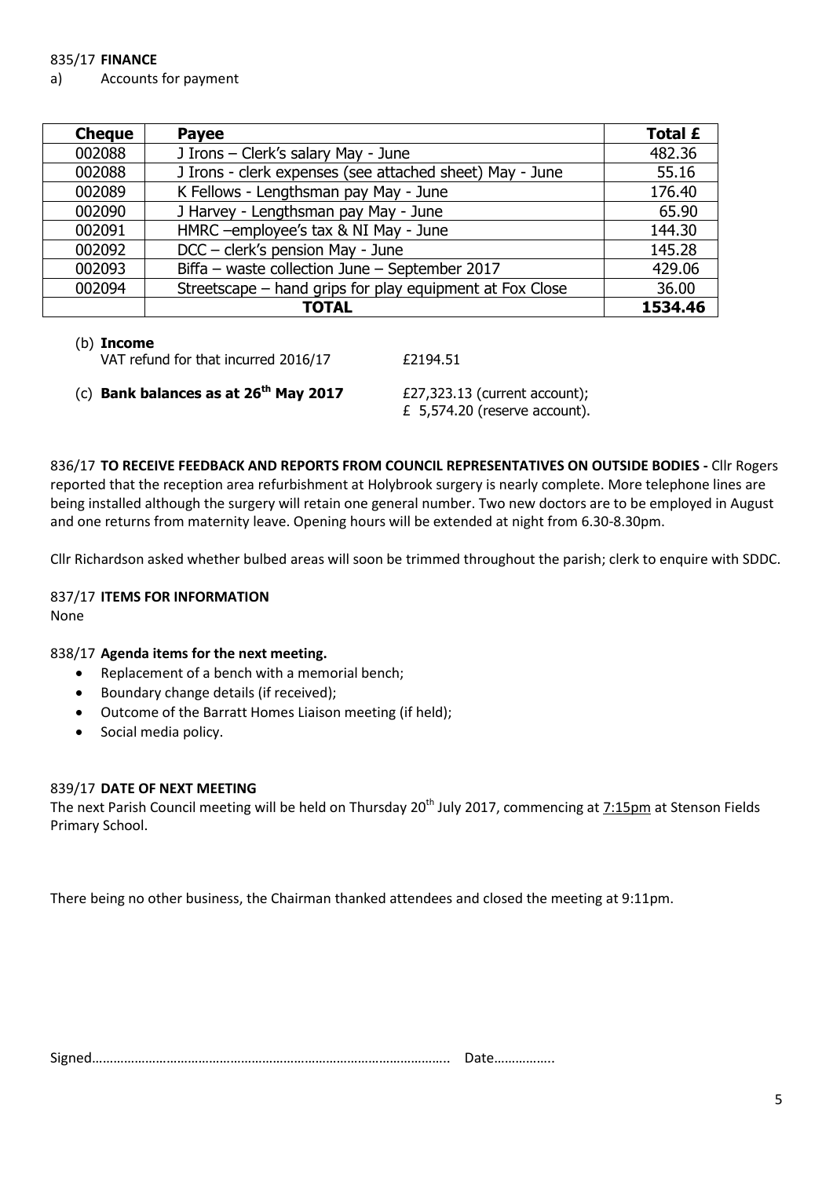835/17 **FINANCE**

a) Accounts for payment

| Cheque | Payee | Total £ |
|---|---|---|
| 002088 | J Irons – Clerk's salary May - June | 482.36 |
| 002088 | J Irons - clerk expenses (see attached sheet) May - June | 55.16 |
| 002089 | K Fellows - Lengthsman pay May - June | 176.40 |
| 002090 | J Harvey - Lengthsman pay May - June | 65.90 |
| 002091 | HMRC –employee's tax & NI May - June | 144.30 |
| 002092 | DCC – clerk's pension May - June | 145.28 |
| 002093 | Biffa – waste collection June – September 2017 | 429.06 |
| 002094 | Streetscape – hand grips for play equipment at Fox Close | 36.00 |
| | **TOTAL** | **1534.46** |

(b) **Income**

VAT refund for that incurred 2016/17 £2194.51

(c) **Bank balances as at 26th May 2017** £27,323.13 (current account); £ 5,574.20 (reserve account).

836/17 **TO RECEIVE FEEDBACK AND REPORTS FROM COUNCIL REPRESENTATIVES ON OUTSIDE BODIES -** Cllr Rogers reported that the reception area refurbishment at Holybrook surgery is nearly complete. More telephone lines are being installed although the surgery will retain one general number. Two new doctors are to be employed in August and one returns from maternity leave. Opening hours will be extended at night from 6.30-8.30pm.

Cllr Richardson asked whether bulbed areas will soon be trimmed throughout the parish; clerk to enquire with SDDC.

837/17 **ITEMS FOR INFORMATION**

None

838/17 **Agenda items for the next meeting.**

- Replacement of a bench with a memorial bench;
- Boundary change details (if received);
- Outcome of the Barratt Homes Liaison meeting (if held);
- Social media policy.

839/17 **DATE OF NEXT MEETING**

The next Parish Council meeting will be held on Thursday 20th July 2017, commencing at 7:15pm at Stenson Fields Primary School.

There being no other business, the Chairman thanked attendees and closed the meeting at 9:11pm.

Signed……………………………………………………………………………………….. Date…………….